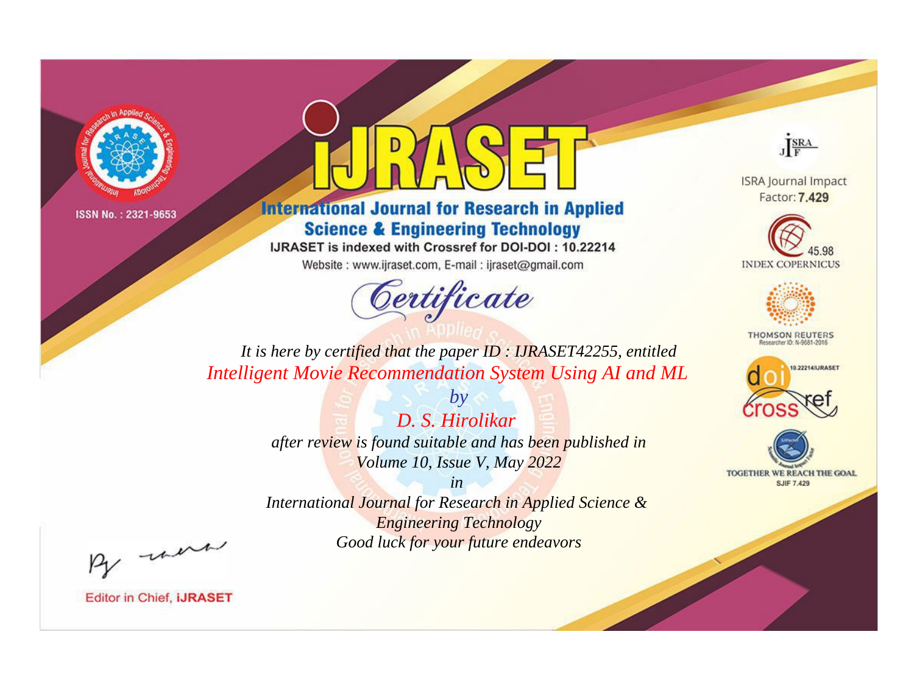ISSN No. : 2321-9653

# IJRASET

## International Journal for Research in Applied Science & Engineering Technology

IJRASET is indexed with Crossref for DOI-DOI : 10.22214

Website : www.ijraset.com, E-mail : ijraset@gmail.com

ISRA Journal Impact Factor: **7.429**

45.98 INDEX COPERNICUS

THOMSON REUTERS Researcher ID: N-9681-2016

10.22214/IJRASET

TOGETHER WE REACH THE GOAL SJIF 7.429

# *Certificate*

*It is here by certified that the paper ID : IJRASET42255, entitled*

*Intelligent Movie Recommendation System Using AI and ML*

*by*

*D. S. Hirolikar*

*after review is found suitable and has been published in*

*Volume 10, Issue V, May 2022*

*in*

*International Journal for Research in Applied Science & Engineering Technology*

*Good luck for your future endeavors*

Editor in Chief, **iJRASET**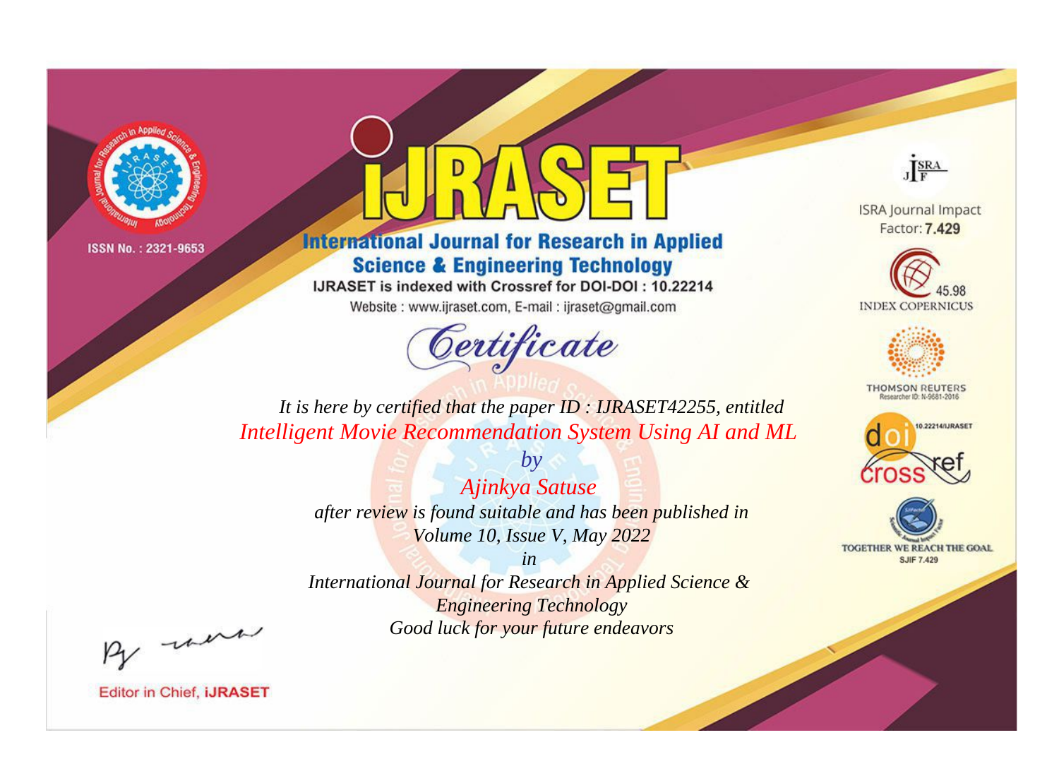ISSN No. : 2321-9653

# iJRASET

## International Journal for Research in Applied Science & Engineering Technology

IJRASET is indexed with Crossref for DOI-DOI : 10.22214

Website : www.ijraset.com, E-mail : ijraset@gmail.com

*Certificate*

*It is here by certified that the paper ID : IJRASET42255, entitled*

*Intelligent Movie Recommendation System Using AI and ML*

*by*

*Ajinkya Satuse*

*after review is found suitable and has been published in*

*Volume 10, Issue V, May 2022*

*in*

*International Journal for Research in Applied Science & Engineering Technology*

*Good luck for your future endeavors*

ISRA Journal Impact Factor: **7.429**

45.98 INDEX COPERNICUS

THOMSON REUTERS Researcher ID: N-9681-2016

10.22214/IJRASET

TOGETHER WE REACH THE GOAL SJIF 7.429

Editor in Chief, **iJRASET**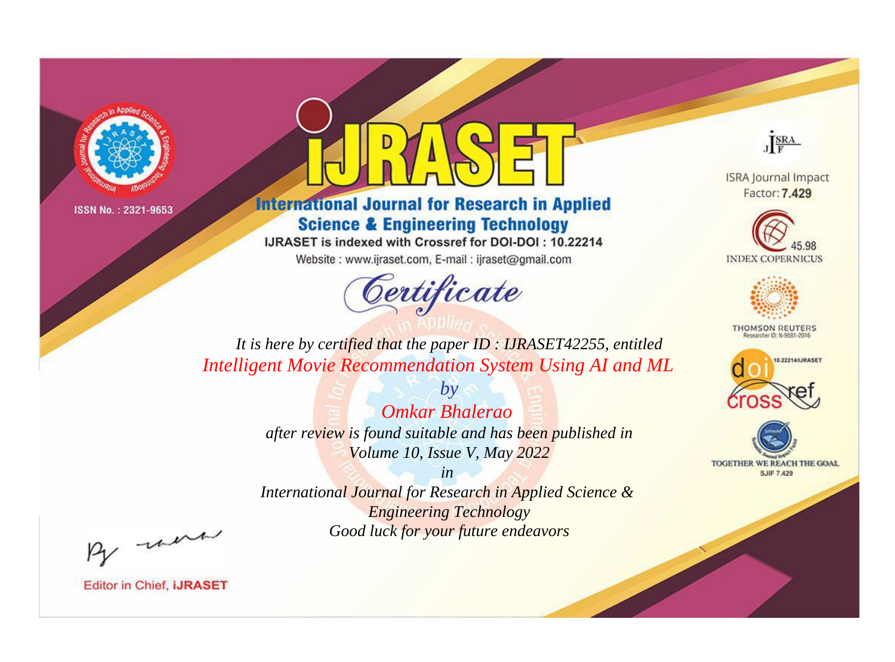ISSN No. : 2321-9653

# iJRASET

## International Journal for Research in Applied Science & Engineering Technology

IJRASET is indexed with Crossref for DOI-DOI : 10.22214

Website : www.ijraset.com, E-mail : ijraset@gmail.com

# Certificate

*It is here by certified that the paper ID : IJRASET42255, entitled*

*Intelligent Movie Recommendation System Using AI and ML*

*by*

*Omkar Bhalerao*

*after review is found suitable and has been published in*

*Volume 10, Issue V, May 2022*

*in*

*International Journal for Research in Applied Science & Engineering Technology*

*Good luck for your future endeavors*

ISRA Journal Impact Factor: **7.429**

45.98 INDEX COPERNICUS

THOMSON REUTERS Researcher ID: N-9681-2016

10.22214/IJRASET

TOGETHER WE REACH THE GOAL SJIF 7.429

Editor in Chief, **iJRASET**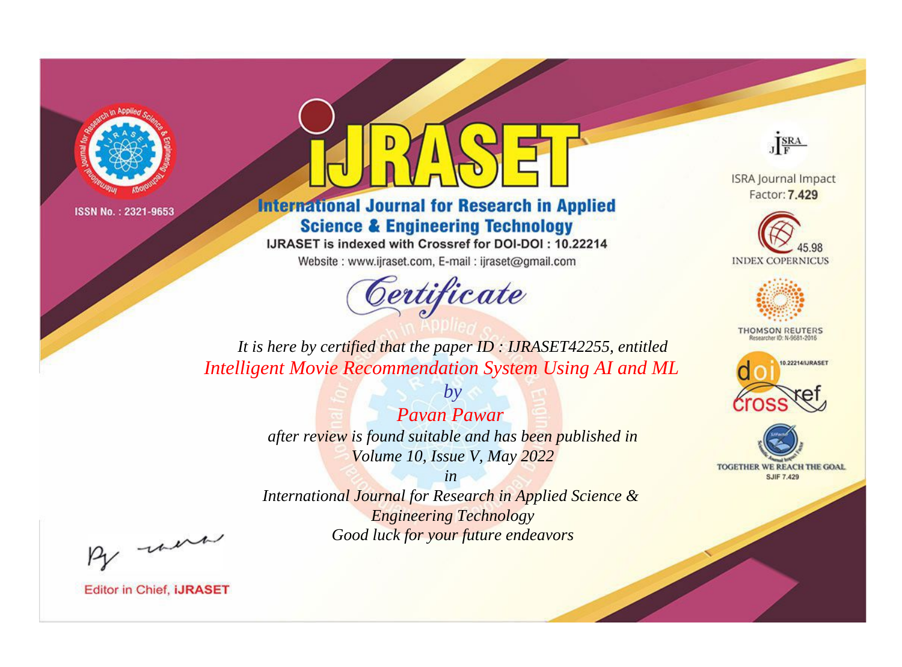ISSN No. : 2321-9653

# iJRASET

## International Journal for Research in Applied Science & Engineering Technology

IJRASET is indexed with Crossref for DOI-DOI : 10.22214

Website : www.ijraset.com, E-mail : ijraset@gmail.com

ISRA Journal Impact Factor: **7.429**

45.98 INDEX COPERNICUS

THOMSON REUTERS Researcher ID: N-9681-2016

10.22214/IJRASET

TOGETHER WE REACH THE GOAL SJIF 7.429

# *Certificate*

*It is here by certified that the paper ID : IJRASET42255, entitled*

*Intelligent Movie Recommendation System Using AI and ML*

*by*

*Pavan Pawar*

*after review is found suitable and has been published in*

*Volume 10, Issue V, May 2022*

*in*

*International Journal for Research in Applied Science & Engineering Technology*

*Good luck for your future endeavors*

Editor in Chief, **iJRASET**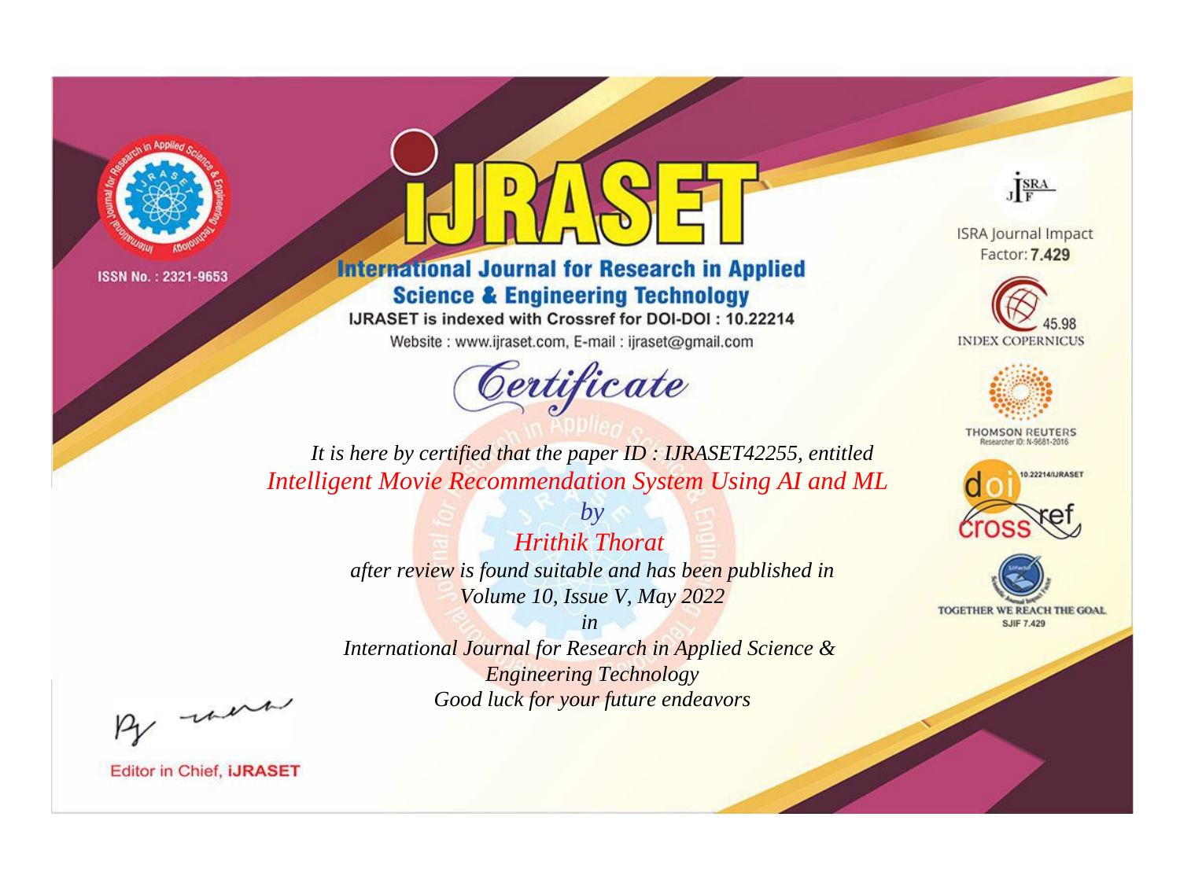ISSN No. : 2321-9653

# iJRASET

**International Journal for Research in Applied Science & Engineering Technology**

IJRASET is indexed with Crossref for DOI-DOI : 10.22214

Website : www.ijraset.com, E-mail : ijraset@gmail.com

## Certificate

*It is here by certified that the paper ID : IJRASET42255, entitled*

*Intelligent Movie Recommendation System Using AI and ML*

*by*

*Hrithik Thorat*

*after review is found suitable and has been published in*

*Volume 10, Issue V, May 2022*

*in*

*International Journal for Research in Applied Science & Engineering Technology*

*Good luck for your future endeavors*

ISRA Journal Impact Factor: **7.429**

45.98 INDEX COPERNICUS

THOMSON REUTERS Researcher ID: N-9681-2016

10.22214/IJRASET

TOGETHER WE REACH THE GOAL SJIF 7.429

Editor in Chief, **iJRASET**